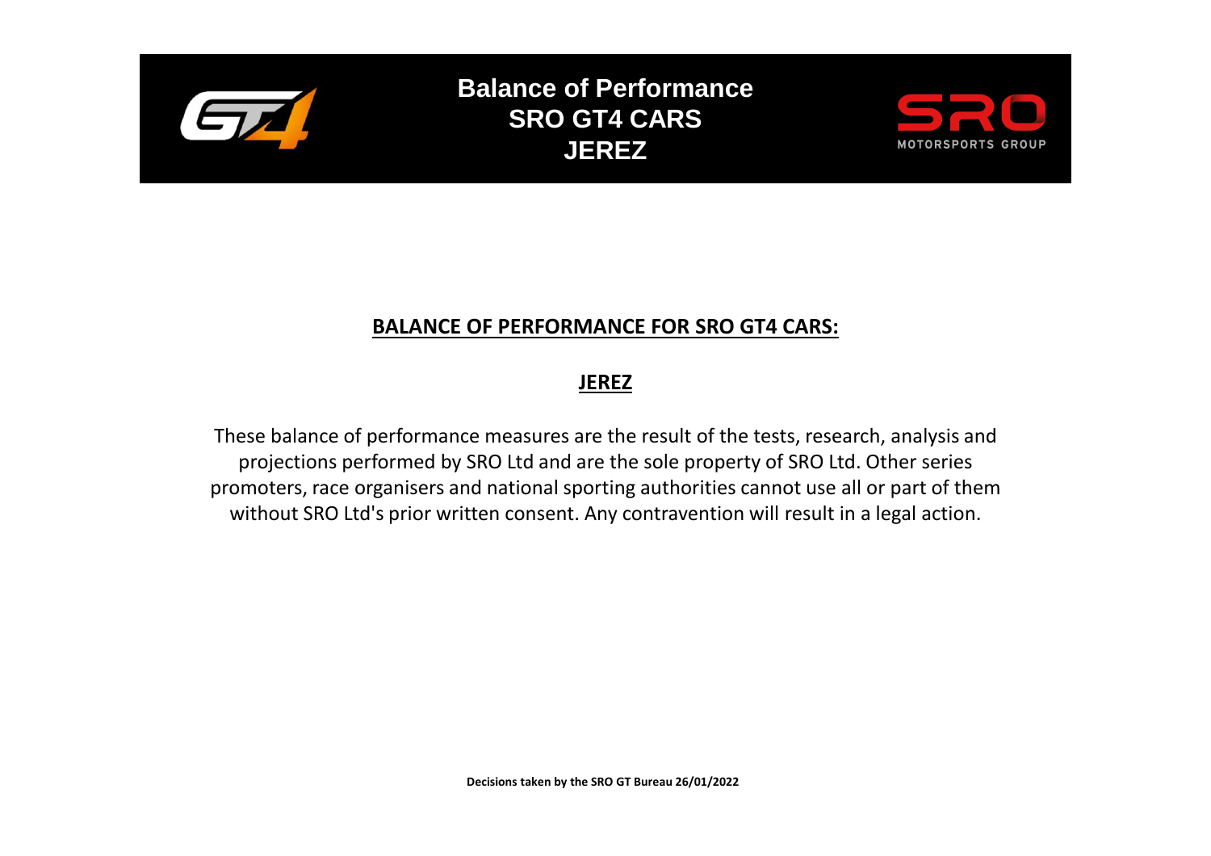# Balance of Performance
# SRO GT4 CARS
# JEREZ

## BALANCE OF PERFORMANCE FOR SRO GT4 CARS:

## JEREZ

These balance of performance measures are the result of the tests, research, analysis and projections performed by SRO Ltd and are the sole property of SRO Ltd. Other series promoters, race organisers and national sporting authorities cannot use all or part of them without SRO Ltd's prior written consent. Any contravention will result in a legal action.

**Decisions taken by the SRO GT Bureau 26/01/2022**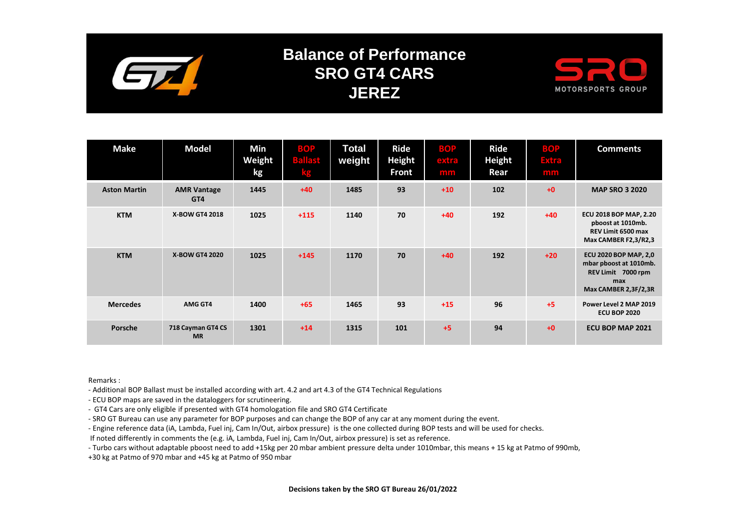# Balance of Performance
# SRO GT4 CARS
# JEREZ

| Make | Model | Min Weight kg | BOP Ballast kg | Total weight | Ride Height Front | BOP extra mm | Ride Height Rear | BOP Extra mm | Comments |
|---|---|---|---|---|---|---|---|---|---|
| Aston Martin | AMR Vantage GT4 | 1445 | +40 | 1485 | 93 | +10 | 102 | +0 | MAP SRO 3 2020 |
| KTM | X-BOW GT4 2018 | 1025 | +115 | 1140 | 70 | +40 | 192 | +40 | ECU 2018 BOP MAP, 2.20 pboost at 1010mb. REV Limit 6500 max Max CAMBER F2,3/R2,3 |
| KTM | X-BOW GT4 2020 | 1025 | +145 | 1170 | 70 | +40 | 192 | +20 | ECU 2020 BOP MAP, 2,0 mbar pboost at 1010mb. REV Limit 7000 rpm max Max CAMBER 2,3F/2,3R |
| Mercedes | AMG GT4 | 1400 | +65 | 1465 | 93 | +15 | 96 | +5 | Power Level 2 MAP 2019 ECU BOP 2020 |
| Porsche | 718 Cayman GT4 CS MR | 1301 | +14 | 1315 | 101 | +5 | 94 | +0 | ECU BOP MAP 2021 |

Remarks :

- Additional BOP Ballast must be installed according with art. 4.2 and art 4.3 of the GT4 Technical Regulations
- ECU BOP maps are saved in the dataloggers for scrutineering.
- GT4 Cars are only eligible if presented with GT4 homologation file and SRO GT4 Certificate
- SRO GT Bureau can use any parameter for BOP purposes and can change the BOP of any car at any moment during the event.
- Engine reference data (iA, Lambda, Fuel inj, Cam In/Out, airbox pressure) is the one collected during BOP tests and will be used for checks.
  If noted differently in comments the (e.g. iA, Lambda, Fuel inj, Cam In/Out, airbox pressure) is set as reference.
- Turbo cars without adaptable pboost need to add +15kg per 20 mbar ambient pressure delta under 1010mbar, this means + 15 kg at Patmo of 990mb, +30 kg at Patmo of 970 mbar and +45 kg at Patmo of 950 mbar

**Decisions taken by the SRO GT Bureau 26/01/2022**